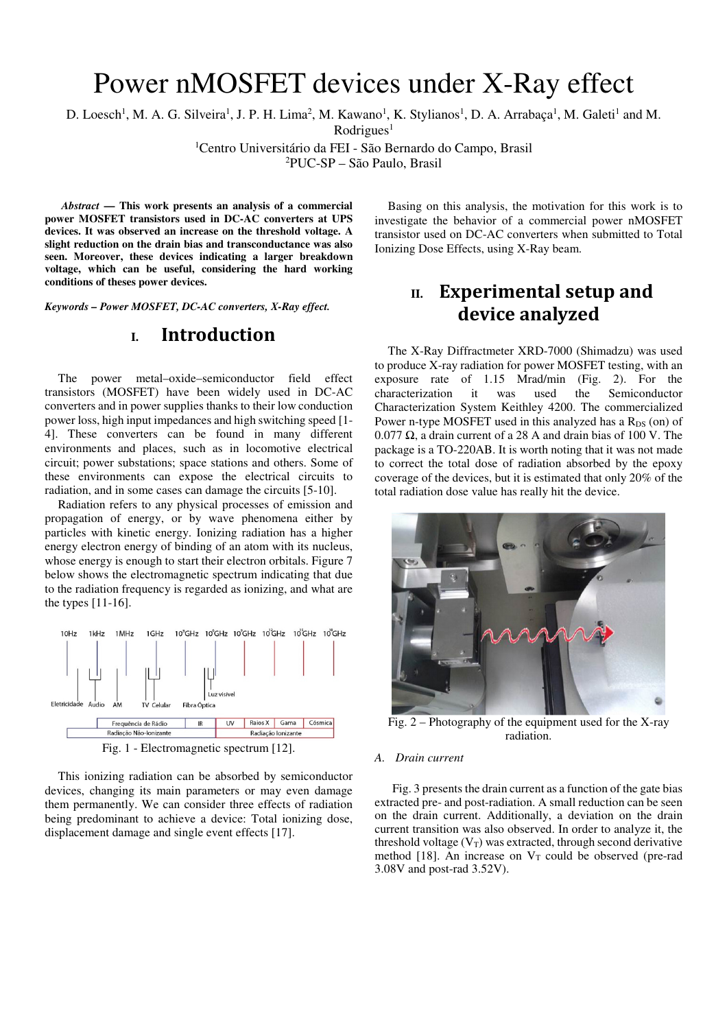# Power nMOSFET devices under X-Ray effect

D. Loesch[1], M. A. G. Silveira[1], J. P. H. Lima[2], M. Kawano[1], K. Stylianos[1], D. A. Arrabaça[1], M. Galeti[1] and M. Rodrigues[1]

[1]Centro Universitário da FEI - São Bernardo do Campo, Brasil
[2]PUC-SP – São Paulo, Brasil

***Abstract* — This work presents an analysis of a commercial power MOSFET transistors used in DC-AC converters at UPS devices. It was observed an increase on the threshold voltage. A slight reduction on the drain bias and transconductance was also seen. Moreover, these devices indicating a larger breakdown voltage, which can be useful, considering the hard working conditions of theses power devices.**

***Keywords – Power MOSFET, DC-AC converters, X-Ray effect.***

## I. Introduction

The power metal–oxide–semiconductor field effect transistors (MOSFET) have been widely used in DC-AC converters and in power supplies thanks to their low conduction power loss, high input impedances and high switching speed [1-4]. These converters can be found in many different environments and places, such as in locomotive electrical circuit; power substations; space stations and others. Some of these environments can expose the electrical circuits to radiation, and in some cases can damage the circuits [5-10].

Radiation refers to any physical processes of emission and propagation of energy, or by wave phenomena either by particles with kinetic energy. Ionizing radiation has a higher energy electron energy of binding of an atom with its nucleus, whose energy is enough to start their electron orbitals. Figure 7 below shows the electromagnetic spectrum indicating that due to the radiation frequency is regarded as ionizing, and what are the types [11-16].

Fig. 1 - Electromagnetic spectrum [12].

This ionizing radiation can be absorbed by semiconductor devices, changing its main parameters or may even damage them permanently. We can consider three effects of radiation being predominant to achieve a device: Total ionizing dose, displacement damage and single event effects [17].

Basing on this analysis, the motivation for this work is to investigate the behavior of a commercial power nMOSFET transistor used on DC-AC converters when submitted to Total Ionizing Dose Effects, using X-Ray beam.

## II. Experimental setup and device analyzed

The X-Ray Diffractmeter XRD-7000 (Shimadzu) was used to produce X-ray radiation for power MOSFET testing, with an exposure rate of 1.15 Mrad/min (Fig. 2). For the characterization it was used the Semiconductor Characterization System Keithley 4200. The commercialized Power n-type MOSFET used in this analyzed has a $R_{DS}$ (on) of 0.077 Ω, a drain current of a 28 A and drain bias of 100 V. The package is a TO-220AB. It is worth noting that it was not made to correct the total dose of radiation absorbed by the epoxy coverage of the devices, but it is estimated that only 20% of the total radiation dose value has really hit the device.

Fig. 2 – Photography of the equipment used for the X-ray radiation.

### A. Drain current

Fig. 3 presents the drain current as a function of the gate bias extracted pre- and post-radiation. A small reduction can be seen on the drain current. Additionally, a deviation on the drain current transition was also observed. In order to analyze it, the threshold voltage ($V_T$) was extracted, through second derivative method [18]. An increase on $V_T$ could be observed (pre-rad 3.08V and post-rad 3.52V).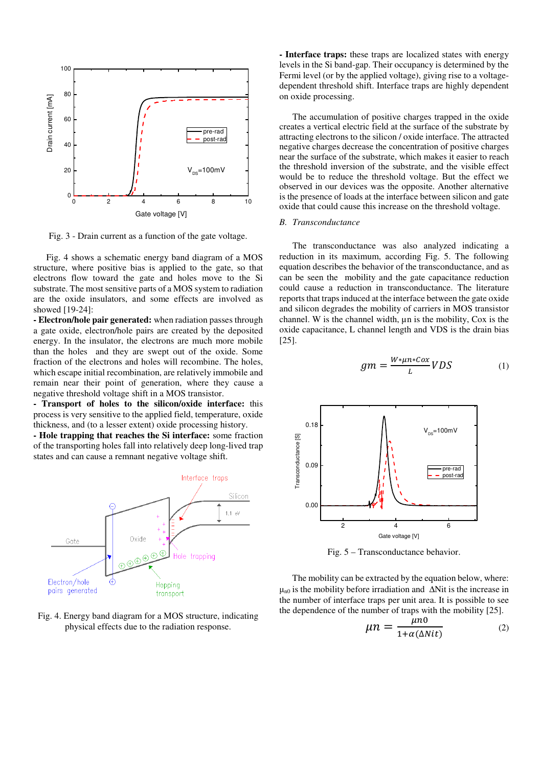Fig. 3 - Drain current as a function of the gate voltage.

Fig. 4 shows a schematic energy band diagram of a MOS structure, where positive bias is applied to the gate, so that electrons flow toward the gate and holes move to the Si substrate. The most sensitive parts of a MOS system to radiation are the oxide insulators, and some effects are involved as showed [19-24]:

- **Electron/hole pair generated:** when radiation passes through a gate oxide, electron/hole pairs are created by the deposited energy. In the insulator, the electrons are much more mobile than the holes and they are swept out of the oxide. Some fraction of the electrons and holes will recombine. The holes, which escape initial recombination, are relatively immobile and remain near their point of generation, where they cause a negative threshold voltage shift in a MOS transistor.
- **Transport of holes to the silicon/oxide interface:** this process is very sensitive to the applied field, temperature, oxide thickness, and (to a lesser extent) oxide processing history.
- **Hole trapping that reaches the Si interface:** some fraction of the transporting holes fall into relatively deep long-lived trap states and can cause a remnant negative voltage shift.

Fig. 4. Energy band diagram for a MOS structure, indicating physical effects due to the radiation response.

- **Interface traps:** these traps are localized states with energy levels in the Si band-gap. Their occupancy is determined by the Fermi level (or by the applied voltage), giving rise to a voltage-dependent threshold shift. Interface traps are highly dependent on oxide processing.

The accumulation of positive charges trapped in the oxide creates a vertical electric field at the surface of the substrate by attracting electrons to the silicon / oxide interface. The attracted negative charges decrease the concentration of positive charges near the surface of the substrate, which makes it easier to reach the threshold inversion of the substrate, and the visible effect would be to reduce the threshold voltage. But the effect we observed in our devices was the opposite. Another alternative is the presence of loads at the interface between silicon and gate oxide that could cause this increase on the threshold voltage.

### B. *Transconductance*

The transconductance was also analyzed indicating a reduction in its maximum, according Fig. 5. The following equation describes the behavior of the transconductance, and as can be seen the mobility and the gate capacitance reduction could cause a reduction in transconductance. The literature reports that traps induced at the interface between the gate oxide and silicon degrades the mobility of carriers in MOS transistor channel. W is the channel width, μn is the mobility, Cox is the oxide capacitance, L channel length and VDS is the drain bias [25].

$$gm = \frac{W*\mu n*Cox}{L}VDS \qquad (1)$$

Fig. 5 – Transconductance behavior.

The mobility can be extracted by the equation below, where: $\mu_{n0}$ is the mobility before irradiation and ΔNit is the increase in the number of interface traps per unit area. It is possible to see the dependence of the number of traps with the mobility [25].

$$\mu n = \frac{\mu n0}{1+\alpha(\Delta Nit)} \qquad (2)$$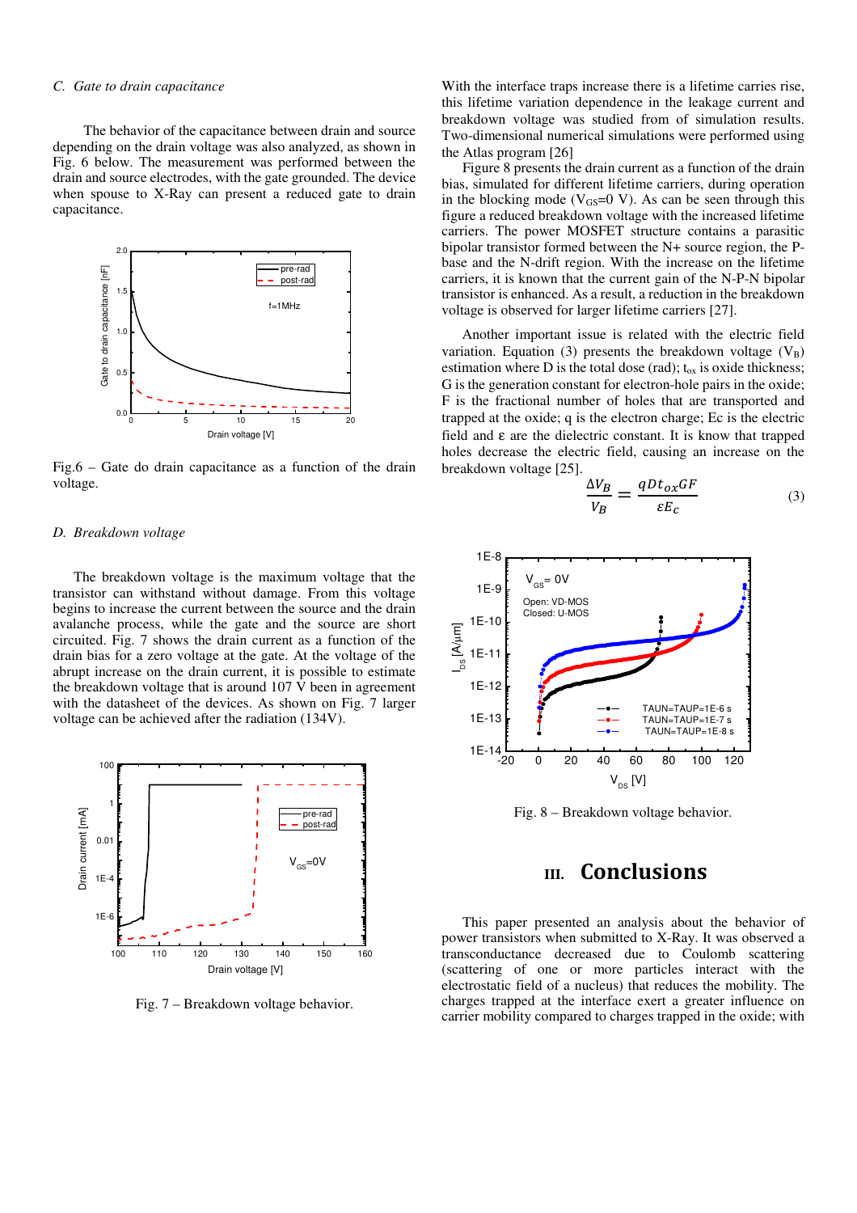### C. Gate to drain capacitance

The behavior of the capacitance between drain and source depending on the drain voltage was also analyzed, as shown in Fig. 6 below. The measurement was performed between the drain and source electrodes, with the gate grounded. The device when spouse to X-Ray can present a reduced gate to drain capacitance.

Fig.6 – Gate do drain capacitance as a function of the drain voltage.

### D. Breakdown voltage

The breakdown voltage is the maximum voltage that the transistor can withstand without damage. From this voltage begins to increase the current between the source and the drain avalanche process, while the gate and the source are short circuited. Fig. 7 shows the drain current as a function of the drain bias for a zero voltage at the gate. At the voltage of the abrupt increase on the drain current, it is possible to estimate the breakdown voltage that is around 107 V been in agreement with the datasheet of the devices. As shown on Fig. 7 larger voltage can be achieved after the radiation (134V).

Fig. 7 – Breakdown voltage behavior.

With the interface traps increase there is a lifetime carries rise, this lifetime variation dependence in the leakage current and breakdown voltage was studied from of simulation results. Two-dimensional numerical simulations were performed using the Atlas program [26]

Figure 8 presents the drain current as a function of the drain bias, simulated for different lifetime carriers, during operation in the blocking mode ($V_{GS}$=0 V). As can be seen through this figure a reduced breakdown voltage with the increased lifetime carriers. The power MOSFET structure contains a parasitic bipolar transistor formed between the N+ source region, the P-base and the N-drift region. With the increase on the lifetime carriers, it is known that the current gain of the N-P-N bipolar transistor is enhanced. As a result, a reduction in the breakdown voltage is observed for larger lifetime carriers [27].

Another important issue is related with the electric field variation. Equation (3) presents the breakdown voltage ($V_B$) estimation where D is the total dose (rad); $t_{ox}$ is oxide thickness; G is the generation constant for electron-hole pairs in the oxide; F is the fractional number of holes that are transported and trapped at the oxide; q is the electron charge; Ec is the electric field and ε are the dielectric constant. It is know that trapped holes decrease the electric field, causing an increase on the breakdown voltage [25].

$$\frac{\Delta V_B}{V_B} = \frac{qDt_{ox}GF}{\varepsilon E_c} \qquad (3)$$

Fig. 8 – Breakdown voltage behavior.

## III. Conclusions

This paper presented an analysis about the behavior of power transistors when submitted to X-Ray. It was observed a transconductance decreased due to Coulomb scattering (scattering of one or more particles interact with the electrostatic field of a nucleus) that reduces the mobility. The charges trapped at the interface exert a greater influence on carrier mobility compared to charges trapped in the oxide; with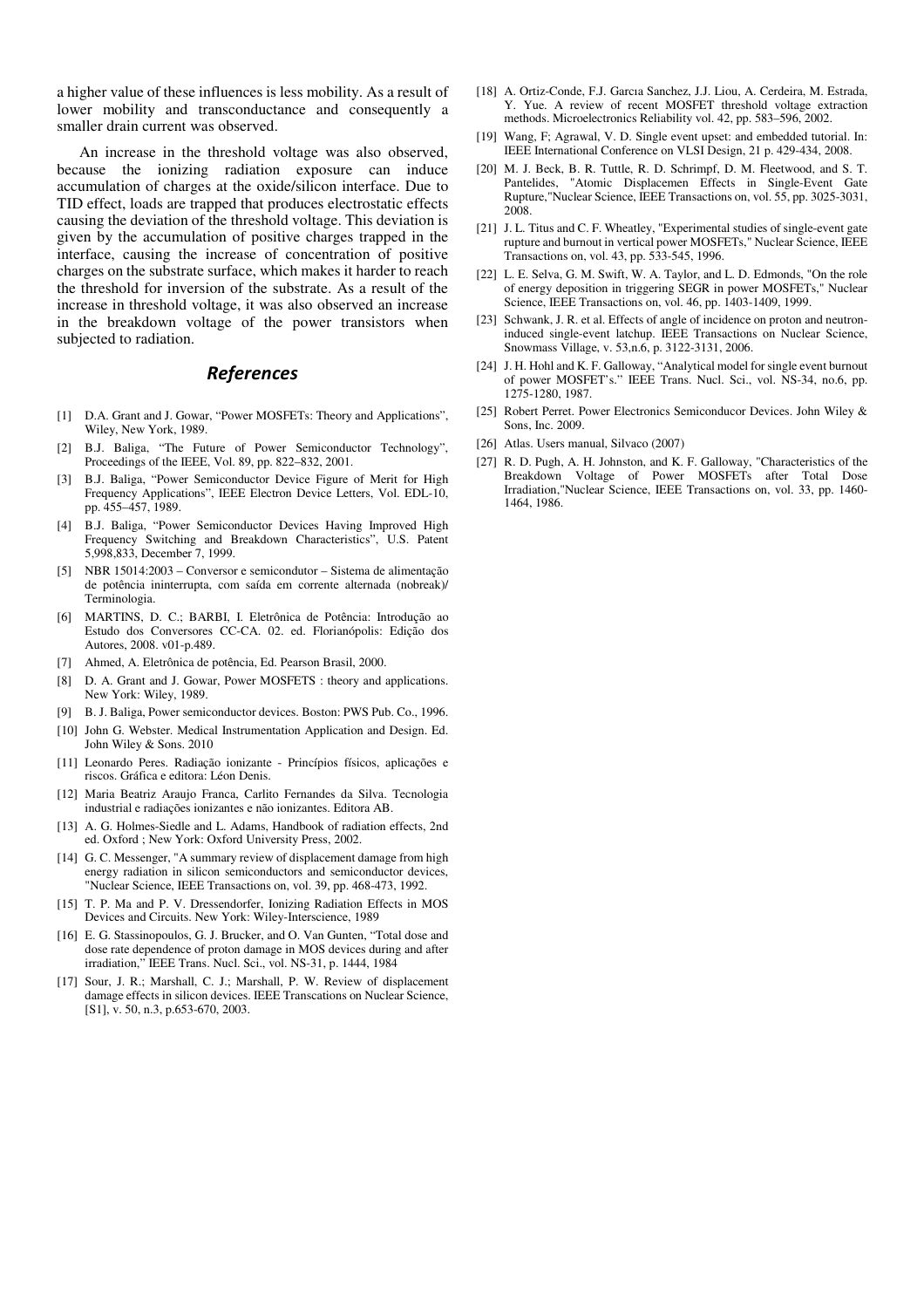a higher value of these influences is less mobility. As a result of lower mobility and transconductance and consequently a smaller drain current was observed.

An increase in the threshold voltage was also observed, because the ionizing radiation exposure can induce accumulation of charges at the oxide/silicon interface. Due to TID effect, loads are trapped that produces electrostatic effects causing the deviation of the threshold voltage. This deviation is given by the accumulation of positive charges trapped in the interface, causing the increase of concentration of positive charges on the substrate surface, which makes it harder to reach the threshold for inversion of the substrate. As a result of the increase in threshold voltage, it was also observed an increase in the breakdown voltage of the power transistors when subjected to radiation.

## *References*

[1] D.A. Grant and J. Gowar, "Power MOSFETs: Theory and Applications", Wiley, New York, 1989.

[2] B.J. Baliga, "The Future of Power Semiconductor Technology", Proceedings of the IEEE, Vol. 89, pp. 822–832, 2001.

[3] B.J. Baliga, "Power Semiconductor Device Figure of Merit for High Frequency Applications", IEEE Electron Device Letters, Vol. EDL-10, pp. 455–457, 1989.

[4] B.J. Baliga, "Power Semiconductor Devices Having Improved High Frequency Switching and Breakdown Characteristics", U.S. Patent 5,998,833, December 7, 1999.

[5] NBR 15014:2003 – Conversor e semicondutor – Sistema de alimentação de potência ininterrupta, com saída em corrente alternada (nobreak)/ Terminologia.

[6] MARTINS, D. C.; BARBI, I. Eletrônica de Potência: Introdução ao Estudo dos Conversores CC-CA. 02. ed. Florianópolis: Edição dos Autores, 2008. v01-p.489.

[7] Ahmed, A. Eletrônica de potência, Ed. Pearson Brasil, 2000.

[8] D. A. Grant and J. Gowar, Power MOSFETS : theory and applications. New York: Wiley, 1989.

[9] B. J. Baliga, Power semiconductor devices. Boston: PWS Pub. Co., 1996.

[10] John G. Webster. Medical Instrumentation Application and Design. Ed. John Wiley & Sons. 2010

[11] Leonardo Peres. Radiação ionizante - Princípios físicos, aplicações e riscos. Gráfica e editora: Léon Denis.

[12] Maria Beatriz Araujo Franca, Carlito Fernandes da Silva. Tecnologia industrial e radiações ionizantes e não ionizantes. Editora AB.

[13] A. G. Holmes-Siedle and L. Adams, Handbook of radiation effects, 2nd ed. Oxford ; New York: Oxford University Press, 2002.

[14] G. C. Messenger, "A summary review of displacement damage from high energy radiation in silicon semiconductors and semiconductor devices, "Nuclear Science, IEEE Transactions on, vol. 39, pp. 468-473, 1992.

[15] T. P. Ma and P. V. Dressendorfer, Ionizing Radiation Effects in MOS Devices and Circuits. New York: Wiley-Interscience, 1989

[16] E. G. Stassinopoulos, G. J. Brucker, and O. Van Gunten, "Total dose and dose rate dependence of proton damage in MOS devices during and after irradiation," IEEE Trans. Nucl. Sci., vol. NS-31, p. 1444, 1984

[17] Sour, J. R.; Marshall, C. J.; Marshall, P. W. Review of displacement damage effects in silicon devices. IEEE Transcations on Nuclear Science, [S1], v. 50, n.3, p.653-670, 2003.

[18] A. Ortiz-Conde, F.J. Garcıa Sanchez, J.J. Liou, A. Cerdeira, M. Estrada, Y. Yue. A review of recent MOSFET threshold voltage extraction methods. Microelectronics Reliability vol. 42, pp. 583–596, 2002.

[19] Wang, F; Agrawal, V. D. Single event upset: and embedded tutorial. In: IEEE International Conference on VLSI Design, 21 p. 429-434, 2008.

[20] M. J. Beck, B. R. Tuttle, R. D. Schrimpf, D. M. Fleetwood, and S. T. Pantelides, "Atomic Displacemen Effects in Single-Event Gate Rupture,"Nuclear Science, IEEE Transactions on, vol. 55, pp. 3025-3031, 2008.

[21] J. L. Titus and C. F. Wheatley, "Experimental studies of single-event gate rupture and burnout in vertical power MOSFETs," Nuclear Science, IEEE Transactions on, vol. 43, pp. 533-545, 1996.

[22] L. E. Selva, G. M. Swift, W. A. Taylor, and L. D. Edmonds, "On the role of energy deposition in triggering SEGR in power MOSFETs," Nuclear Science, IEEE Transactions on, vol. 46, pp. 1403-1409, 1999.

[23] Schwank, J. R. et al. Effects of angle of incidence on proton and neutron-induced single-event latchup. IEEE Transactions on Nuclear Science, Snowmass Village, v. 53,n.6, p. 3122-3131, 2006.

[24] J. H. Hohl and K. F. Galloway, "Analytical model for single event burnout of power MOSFET's." IEEE Trans. Nucl. Sci., vol. NS-34, no.6, pp. 1275-1280, 1987.

[25] Robert Perret. Power Electronics Semiconducor Devices. John Wiley & Sons, Inc. 2009.

[26] Atlas. Users manual, Silvaco (2007)

[27] R. D. Pugh, A. H. Johnston, and K. F. Galloway, "Characteristics of the Breakdown Voltage of Power MOSFETs after Total Dose Irradiation,"Nuclear Science, IEEE Transactions on, vol. 33, pp. 1460-1464, 1986.